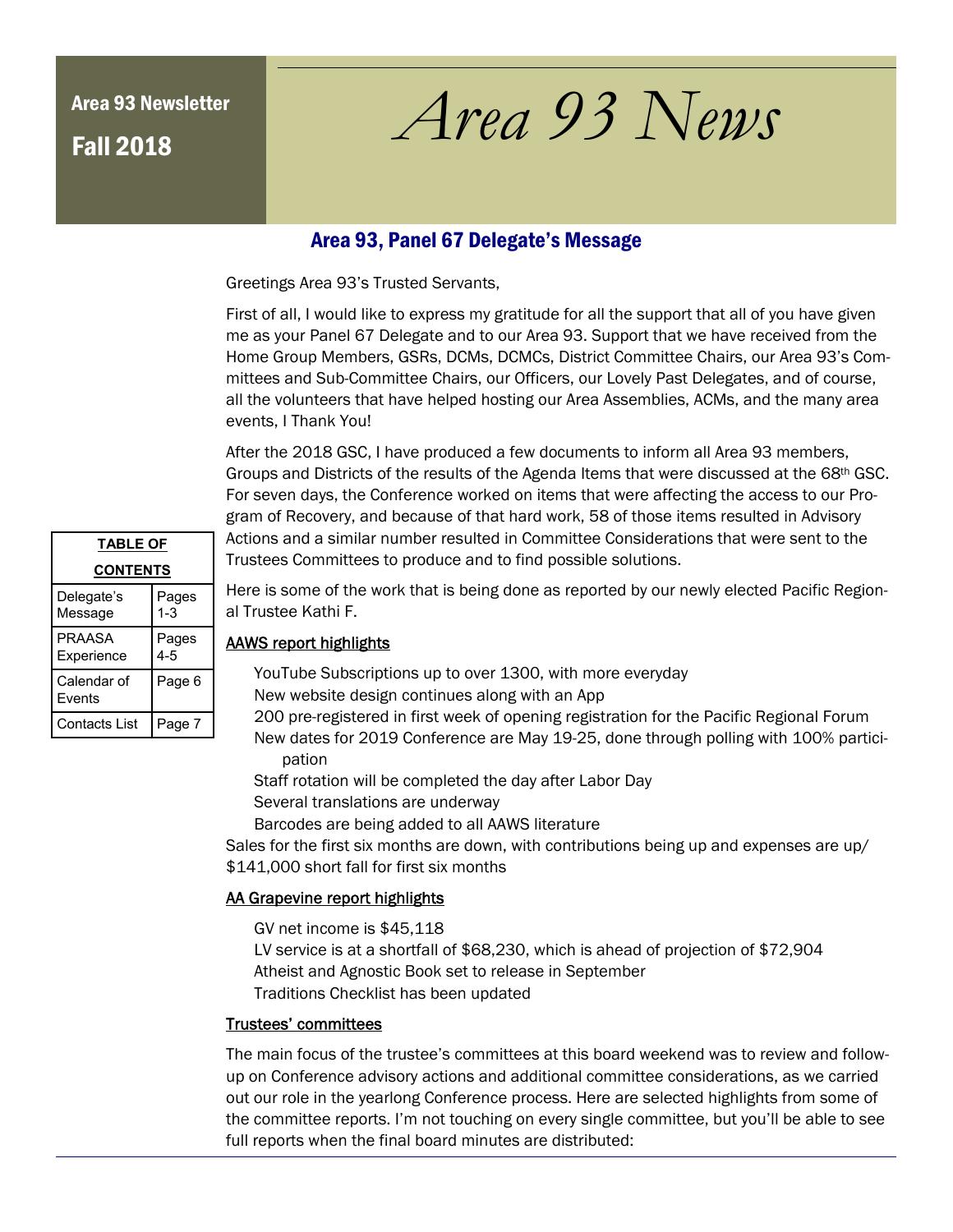Area 93 Newsletter

Fall 2018

# *Area 93 News*

## Area 93, Panel 67 Delegate's Message

| TABLE OF CONTENTS | |
|---|---|
| Delegate's Message | Pages 1-3 |
| PRAASA Experience | Pages 4-5 |
| Calendar of Events | Page 6 |
| Contacts List | Page 7 |

Greetings Area 93's Trusted Servants,

First of all, I would like to express my gratitude for all the support that all of you have given me as your Panel 67 Delegate and to our Area 93. Support that we have received from the Home Group Members, GSRs, DCMs, DCMCs, District Committee Chairs, our Area 93's Committees and Sub-Committee Chairs, our Officers, our Lovely Past Delegates, and of course, all the volunteers that have helped hosting our Area Assemblies, ACMs, and the many area events, I Thank You!

After the 2018 GSC, I have produced a few documents to inform all Area 93 members, Groups and Districts of the results of the Agenda Items that were discussed at the 68th GSC. For seven days, the Conference worked on items that were affecting the access to our Program of Recovery, and because of that hard work, 58 of those items resulted in Advisory Actions and a similar number resulted in Committee Considerations that were sent to the Trustees Committees to produce and to find possible solutions.

Here is some of the work that is being done as reported by our newly elected Pacific Regional Trustee Kathi F.

### AAWS report highlights

- YouTube Subscriptions up to over 1300, with more everyday
- New website design continues along with an App
- 200 pre-registered in first week of opening registration for the Pacific Regional Forum
- New dates for 2019 Conference are May 19-25, done through polling with 100% participation
- Staff rotation will be completed the day after Labor Day
- Several translations are underway
- Barcodes are being added to all AAWS literature

Sales for the first six months are down, with contributions being up and expenses are up/ $141,000 short fall for first six months

### AA Grapevine report highlights

- GV net income is $45,118
- LV service is at a shortfall of $68,230, which is ahead of projection of $72,904
- Atheist and Agnostic Book set to release in September
- Traditions Checklist has been updated

### Trustees' committees

The main focus of the trustee's committees at this board weekend was to review and follow-up on Conference advisory actions and additional committee considerations, as we carried out our role in the yearlong Conference process. Here are selected highlights from some of the committee reports. I'm not touching on every single committee, but you'll be able to see full reports when the final board minutes are distributed: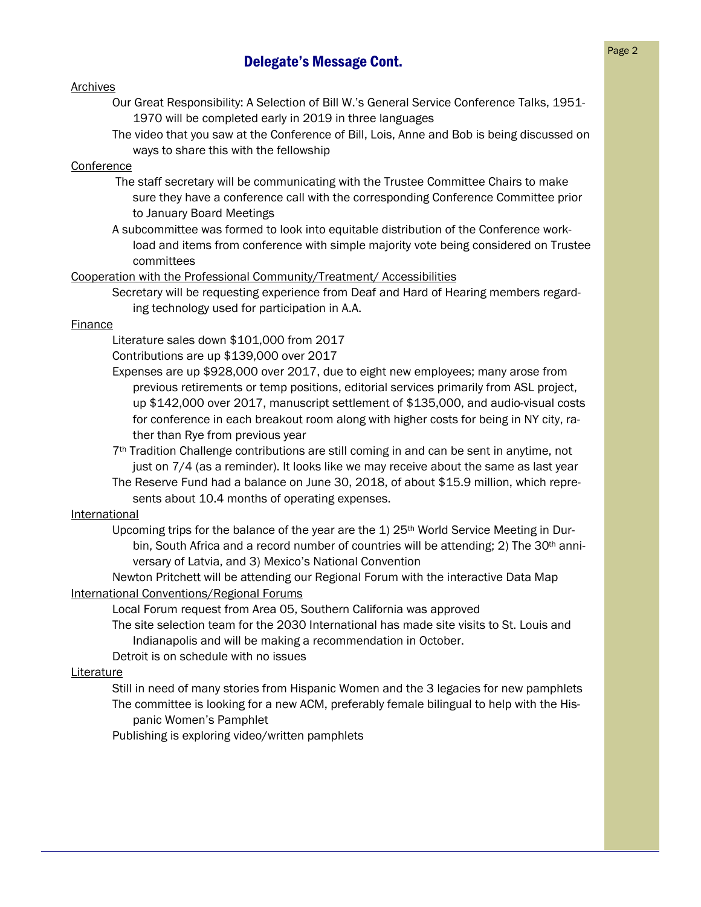## Delegate's Message Cont.

Archives

- Our Great Responsibility: A Selection of Bill W.'s General Service Conference Talks, 1951-1970 will be completed early in 2019 in three languages
- The video that you saw at the Conference of Bill, Lois, Anne and Bob is being discussed on ways to share this with the fellowship

Conference

- The staff secretary will be communicating with the Trustee Committee Chairs to make sure they have a conference call with the corresponding Conference Committee prior to January Board Meetings
- A subcommittee was formed to look into equitable distribution of the Conference workload and items from conference with simple majority vote being considered on Trustee committees

Cooperation with the Professional Community/Treatment/ Accessibilities

- Secretary will be requesting experience from Deaf and Hard of Hearing members regarding technology used for participation in A.A.

Finance

- Literature sales down $101,000 from 2017
- Contributions are up $139,000 over 2017
- Expenses are up $928,000 over 2017, due to eight new employees; many arose from previous retirements or temp positions, editorial services primarily from ASL project, up $142,000 over 2017, manuscript settlement of $135,000, and audio-visual costs for conference in each breakout room along with higher costs for being in NY city, rather than Rye from previous year
- 7th Tradition Challenge contributions are still coming in and can be sent in anytime, not just on 7/4 (as a reminder). It looks like we may receive about the same as last year
- The Reserve Fund had a balance on June 30, 2018, of about $15.9 million, which represents about 10.4 months of operating expenses.

International

- Upcoming trips for the balance of the year are the 1) 25th World Service Meeting in Durbin, South Africa and a record number of countries will be attending; 2) The 30th anniversary of Latvia, and 3) Mexico's National Convention
- Newton Pritchett will be attending our Regional Forum with the interactive Data Map

International Conventions/Regional Forums

- Local Forum request from Area 05, Southern California was approved
- The site selection team for the 2030 International has made site visits to St. Louis and Indianapolis and will be making a recommendation in October.
- Detroit is on schedule with no issues

Literature

- Still in need of many stories from Hispanic Women and the 3 legacies for new pamphlets
- The committee is looking for a new ACM, preferably female bilingual to help with the Hispanic Women's Pamphlet
- Publishing is exploring video/written pamphlets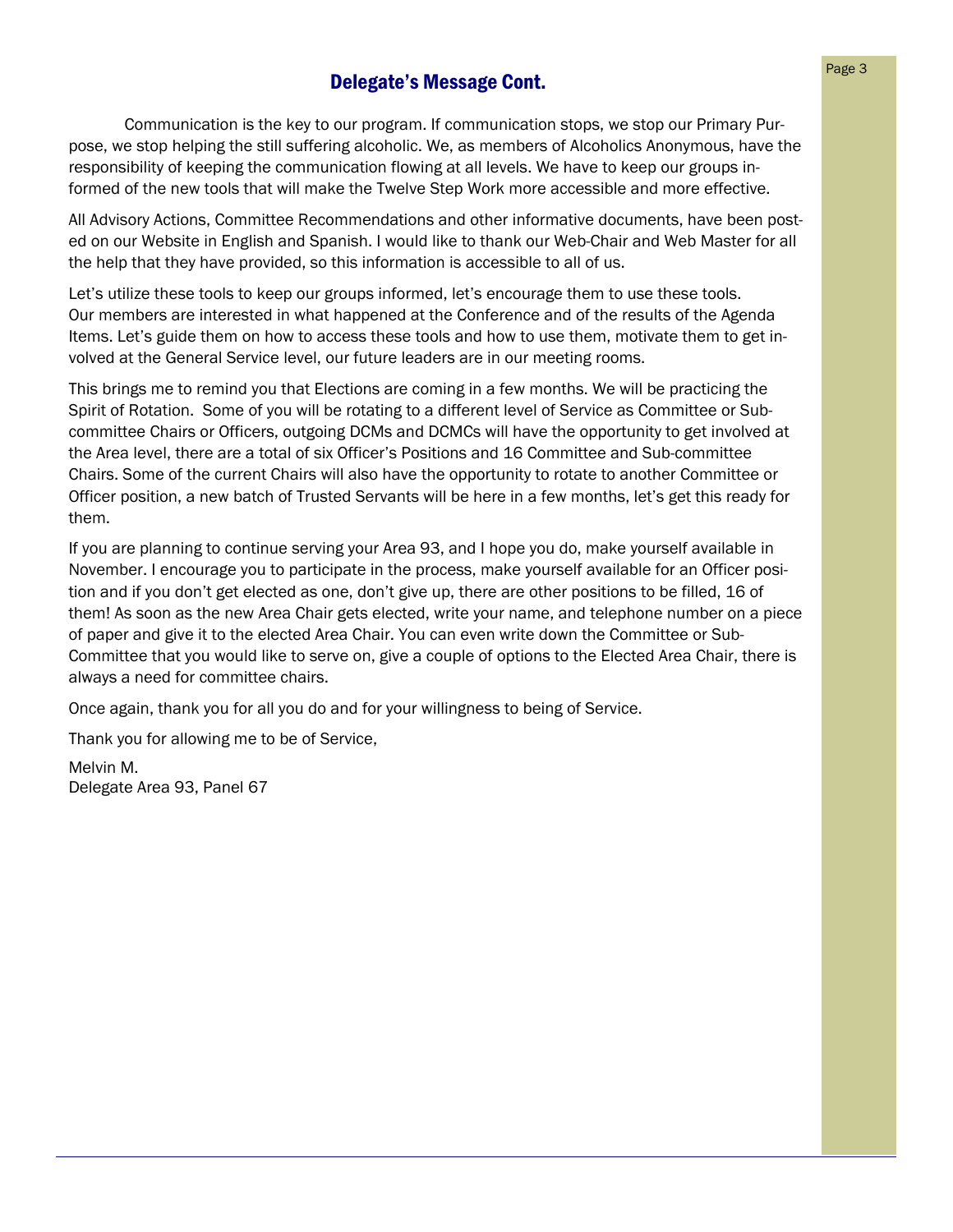## Delegate's Message Cont.

Communication is the key to our program. If communication stops, we stop our Primary Purpose, we stop helping the still suffering alcoholic. We, as members of Alcoholics Anonymous, have the responsibility of keeping the communication flowing at all levels. We have to keep our groups informed of the new tools that will make the Twelve Step Work more accessible and more effective.

All Advisory Actions, Committee Recommendations and other informative documents, have been posted on our Website in English and Spanish. I would like to thank our Web-Chair and Web Master for all the help that they have provided, so this information is accessible to all of us.

Let's utilize these tools to keep our groups informed, let's encourage them to use these tools. Our members are interested in what happened at the Conference and of the results of the Agenda Items. Let's guide them on how to access these tools and how to use them, motivate them to get involved at the General Service level, our future leaders are in our meeting rooms.

This brings me to remind you that Elections are coming in a few months. We will be practicing the Spirit of Rotation. Some of you will be rotating to a different level of Service as Committee or Sub-committee Chairs or Officers, outgoing DCMs and DCMCs will have the opportunity to get involved at the Area level, there are a total of six Officer's Positions and 16 Committee and Sub-committee Chairs. Some of the current Chairs will also have the opportunity to rotate to another Committee or Officer position, a new batch of Trusted Servants will be here in a few months, let's get this ready for them.

If you are planning to continue serving your Area 93, and I hope you do, make yourself available in November. I encourage you to participate in the process, make yourself available for an Officer position and if you don't get elected as one, don't give up, there are other positions to be filled, 16 of them! As soon as the new Area Chair gets elected, write your name, and telephone number on a piece of paper and give it to the elected Area Chair. You can even write down the Committee or Sub-Committee that you would like to serve on, give a couple of options to the Elected Area Chair, there is always a need for committee chairs.

Once again, thank you for all you do and for your willingness to being of Service.

Thank you for allowing me to be of Service,

Melvin M.
Delegate Area 93, Panel 67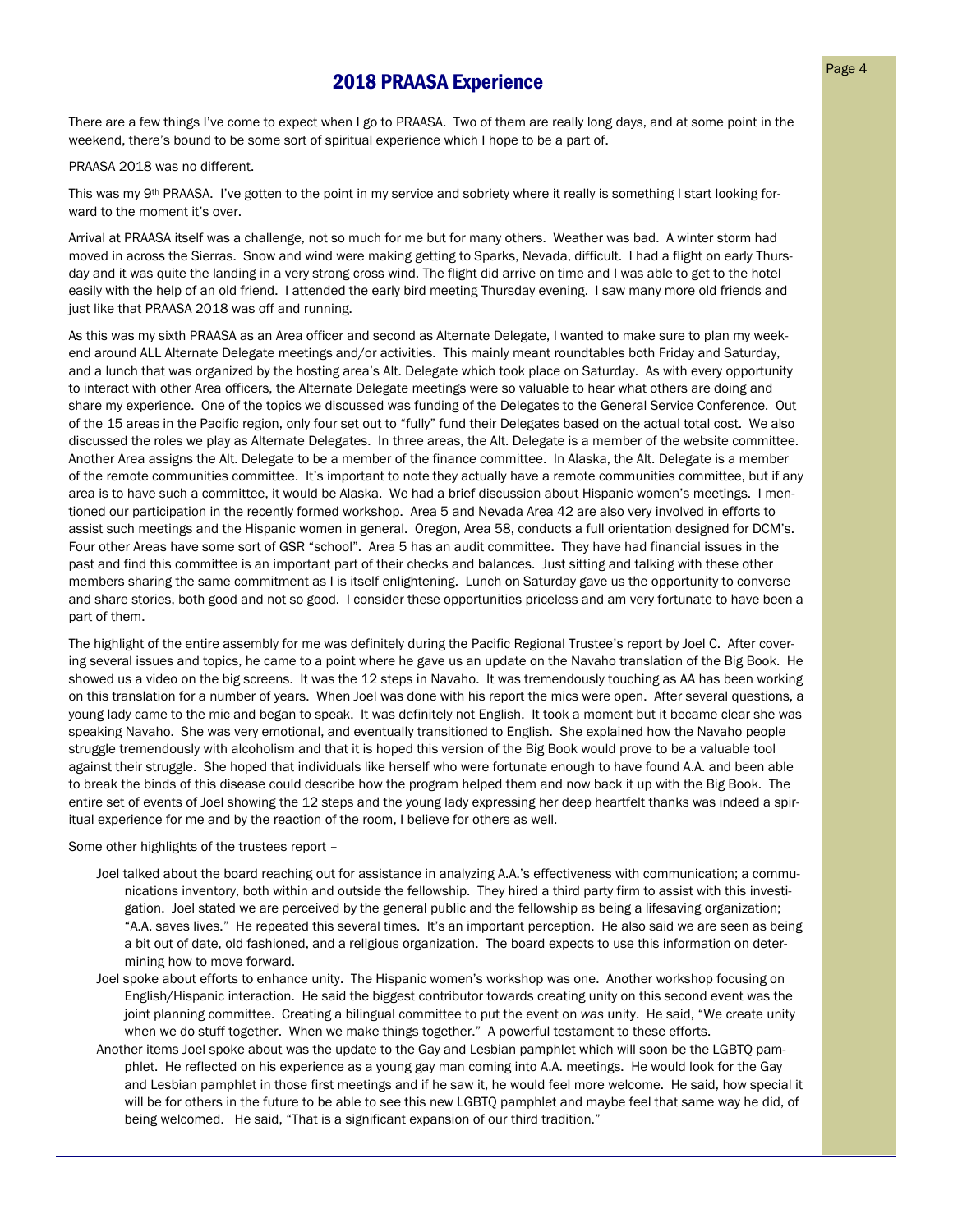## 2018 PRAASA Experience

There are a few things I've come to expect when I go to PRAASA. Two of them are really long days, and at some point in the weekend, there's bound to be some sort of spiritual experience which I hope to be a part of.

PRAASA 2018 was no different.

This was my 9th PRAASA. I've gotten to the point in my service and sobriety where it really is something I start looking forward to the moment it's over.

Arrival at PRAASA itself was a challenge, not so much for me but for many others. Weather was bad. A winter storm had moved in across the Sierras. Snow and wind were making getting to Sparks, Nevada, difficult. I had a flight on early Thursday and it was quite the landing in a very strong cross wind. The flight did arrive on time and I was able to get to the hotel easily with the help of an old friend. I attended the early bird meeting Thursday evening. I saw many more old friends and just like that PRAASA 2018 was off and running.

As this was my sixth PRAASA as an Area officer and second as Alternate Delegate, I wanted to make sure to plan my weekend around ALL Alternate Delegate meetings and/or activities. This mainly meant roundtables both Friday and Saturday, and a lunch that was organized by the hosting area's Alt. Delegate which took place on Saturday. As with every opportunity to interact with other Area officers, the Alternate Delegate meetings were so valuable to hear what others are doing and share my experience. One of the topics we discussed was funding of the Delegates to the General Service Conference. Out of the 15 areas in the Pacific region, only four set out to "fully" fund their Delegates based on the actual total cost. We also discussed the roles we play as Alternate Delegates. In three areas, the Alt. Delegate is a member of the website committee. Another Area assigns the Alt. Delegate to be a member of the finance committee. In Alaska, the Alt. Delegate is a member of the remote communities committee. It's important to note they actually have a remote communities committee, but if any area is to have such a committee, it would be Alaska. We had a brief discussion about Hispanic women's meetings. I mentioned our participation in the recently formed workshop. Area 5 and Nevada Area 42 are also very involved in efforts to assist such meetings and the Hispanic women in general. Oregon, Area 58, conducts a full orientation designed for DCM's. Four other Areas have some sort of GSR "school". Area 5 has an audit committee. They have had financial issues in the past and find this committee is an important part of their checks and balances. Just sitting and talking with these other members sharing the same commitment as I is itself enlightening. Lunch on Saturday gave us the opportunity to converse and share stories, both good and not so good. I consider these opportunities priceless and am very fortunate to have been a part of them.

The highlight of the entire assembly for me was definitely during the Pacific Regional Trustee's report by Joel C. After covering several issues and topics, he came to a point where he gave us an update on the Navaho translation of the Big Book. He showed us a video on the big screens. It was the 12 steps in Navaho. It was tremendously touching as AA has been working on this translation for a number of years. When Joel was done with his report the mics were open. After several questions, a young lady came to the mic and began to speak. It was definitely not English. It took a moment but it became clear she was speaking Navaho. She was very emotional, and eventually transitioned to English. She explained how the Navaho people struggle tremendously with alcoholism and that it is hoped this version of the Big Book would prove to be a valuable tool against their struggle. She hoped that individuals like herself who were fortunate enough to have found A.A. and been able to break the binds of this disease could describe how the program helped them and now back it up with the Big Book. The entire set of events of Joel showing the 12 steps and the young lady expressing her deep heartfelt thanks was indeed a spiritual experience for me and by the reaction of the room, I believe for others as well.

Some other highlights of the trustees report –

- Joel talked about the board reaching out for assistance in analyzing A.A.'s effectiveness with communication; a communications inventory, both within and outside the fellowship. They hired a third party firm to assist with this investigation. Joel stated we are perceived by the general public and the fellowship as being a lifesaving organization; "A.A. saves lives." He repeated this several times. It's an important perception. He also said we are seen as being a bit out of date, old fashioned, and a religious organization. The board expects to use this information on determining how to move forward.
- Joel spoke about efforts to enhance unity. The Hispanic women's workshop was one. Another workshop focusing on English/Hispanic interaction. He said the biggest contributor towards creating unity on this second event was the joint planning committee. Creating a bilingual committee to put the event on *was* unity. He said, "We create unity when we do stuff together. When we make things together." A powerful testament to these efforts.
- Another items Joel spoke about was the update to the Gay and Lesbian pamphlet which will soon be the LGBTQ pamphlet. He reflected on his experience as a young gay man coming into A.A. meetings. He would look for the Gay and Lesbian pamphlet in those first meetings and if he saw it, he would feel more welcome. He said, how special it will be for others in the future to be able to see this new LGBTQ pamphlet and maybe feel that same way he did, of being welcomed. He said, "That is a significant expansion of our third tradition."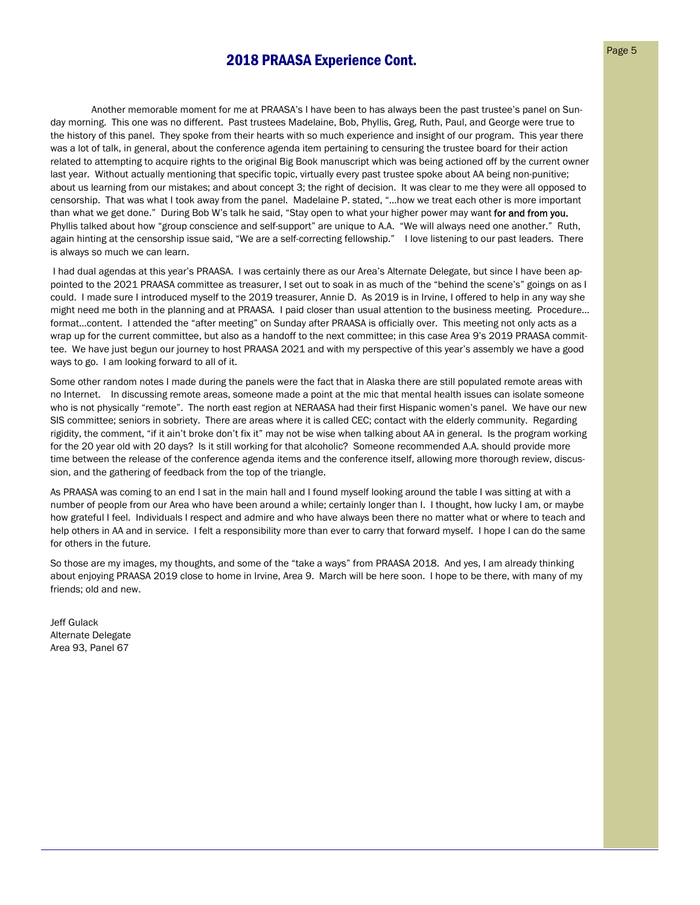## 2018 PRAASA Experience Cont.

Another memorable moment for me at PRAASA's I have been to has always been the past trustee's panel on Sunday morning. This one was no different. Past trustees Madelaine, Bob, Phyllis, Greg, Ruth, Paul, and George were true to the history of this panel. They spoke from their hearts with so much experience and insight of our program. This year there was a lot of talk, in general, about the conference agenda item pertaining to censuring the trustee board for their action related to attempting to acquire rights to the original Big Book manuscript which was being actioned off by the current owner last year. Without actually mentioning that specific topic, virtually every past trustee spoke about AA being non-punitive; about us learning from our mistakes; and about concept 3; the right of decision. It was clear to me they were all opposed to censorship. That was what I took away from the panel. Madelaine P. stated, "…how we treat each other is more important than what we get done." During Bob W's talk he said, "Stay open to what your higher power may want **for and from you.** Phyllis talked about how "group conscience and self-support" are unique to A.A. "We will always need one another." Ruth, again hinting at the censorship issue said, "We are a self-correcting fellowship." I love listening to our past leaders. There is always so much we can learn.

I had dual agendas at this year's PRAASA. I was certainly there as our Area's Alternate Delegate, but since I have been appointed to the 2021 PRAASA committee as treasurer, I set out to soak in as much of the "behind the scene's" goings on as I could. I made sure I introduced myself to the 2019 treasurer, Annie D. As 2019 is in Irvine, I offered to help in any way she might need me both in the planning and at PRAASA. I paid closer than usual attention to the business meeting. Procedure… format…content. I attended the "after meeting" on Sunday after PRAASA is officially over. This meeting not only acts as a wrap up for the current committee, but also as a handoff to the next committee; in this case Area 9's 2019 PRAASA committee. We have just begun our journey to host PRAASA 2021 and with my perspective of this year's assembly we have a good ways to go. I am looking forward to all of it.

Some other random notes I made during the panels were the fact that in Alaska there are still populated remote areas with no Internet. In discussing remote areas, someone made a point at the mic that mental health issues can isolate someone who is not physically "remote". The north east region at NERAASA had their first Hispanic women's panel. We have our new SIS committee; seniors in sobriety. There are areas where it is called CEC; contact with the elderly community. Regarding rigidity, the comment, "if it ain't broke don't fix it" may not be wise when talking about AA in general. Is the program working for the 20 year old with 20 days? Is it still working for that alcoholic? Someone recommended A.A. should provide more time between the release of the conference agenda items and the conference itself, allowing more thorough review, discussion, and the gathering of feedback from the top of the triangle.

As PRAASA was coming to an end I sat in the main hall and I found myself looking around the table I was sitting at with a number of people from our Area who have been around a while; certainly longer than I. I thought, how lucky I am, or maybe how grateful I feel. Individuals I respect and admire and who have always been there no matter what or where to teach and help others in AA and in service. I felt a responsibility more than ever to carry that forward myself. I hope I can do the same for others in the future.

So those are my images, my thoughts, and some of the "take a ways" from PRAASA 2018. And yes, I am already thinking about enjoying PRAASA 2019 close to home in Irvine, Area 9. March will be here soon. I hope to be there, with many of my friends; old and new.

Jeff Gulack
Alternate Delegate
Area 93, Panel 67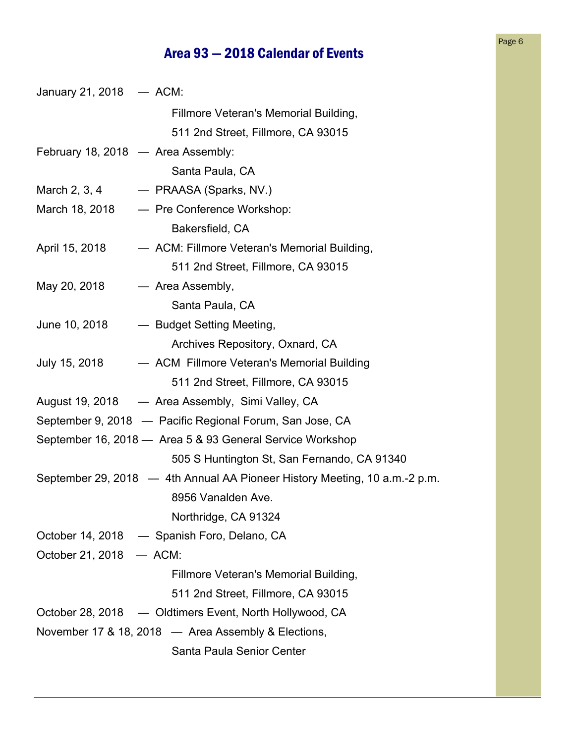## Area 93 — 2018 Calendar of Events

January 21, 2018 — ACM:
Fillmore Veteran's Memorial Building,
511 2nd Street, Fillmore, CA 93015

February 18, 2018 — Area Assembly:
Santa Paula, CA

March 2, 3, 4 — PRAASA (Sparks, NV.)

March 18, 2018 — Pre Conference Workshop:
Bakersfield, CA

April 15, 2018 — ACM: Fillmore Veteran's Memorial Building,
511 2nd Street, Fillmore, CA 93015

May 20, 2018 — Area Assembly,
Santa Paula, CA

June 10, 2018 — Budget Setting Meeting,
Archives Repository, Oxnard, CA

July 15, 2018 — ACM Fillmore Veteran's Memorial Building
511 2nd Street, Fillmore, CA 93015

August 19, 2018 — Area Assembly, Simi Valley, CA

September 9, 2018 — Pacific Regional Forum, San Jose, CA

September 16, 2018 — Area 5 & 93 General Service Workshop
505 S Huntington St, San Fernando, CA 91340

September 29, 2018 — 4th Annual AA Pioneer History Meeting, 10 a.m.-2 p.m.
8956 Vanalden Ave.
Northridge, CA 91324

October 14, 2018 — Spanish Foro, Delano, CA

October 21, 2018 — ACM:
Fillmore Veteran's Memorial Building,
511 2nd Street, Fillmore, CA 93015

October 28, 2018 — Oldtimers Event, North Hollywood, CA

November 17 & 18, 2018 — Area Assembly & Elections,
Santa Paula Senior Center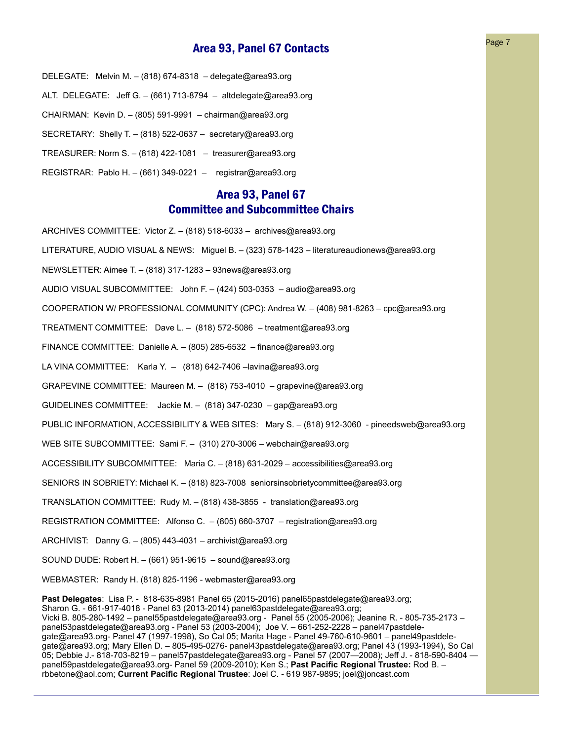## Area 93, Panel 67 Contacts

DELEGATE: Melvin M. – (818) 674-8318 – delegate@area93.org

ALT. DELEGATE: Jeff G. – (661) 713-8794 – altdelegate@area93.org

CHAIRMAN: Kevin D. – (805) 591-9991 – chairman@area93.org

SECRETARY: Shelly T. – (818) 522-0637 – secretary@area93.org

TREASURER: Norm S. – (818) 422-1081 – treasurer@area93.org

REGISTRAR: Pablo H. – (661) 349-0221 – registrar@area93.org

## Area 93, Panel 67 Committee and Subcommittee Chairs

ARCHIVES COMMITTEE: Victor Z. – (818) 518-6033 – archives@area93.org

LITERATURE, AUDIO VISUAL & NEWS: Miguel B. – (323) 578-1423 – literatureaudionews@area93.org

NEWSLETTER: Aimee T. – (818) 317-1283 – 93news@area93.org

AUDIO VISUAL SUBCOMMITTEE: John F. – (424) 503-0353 – audio@area93.org

COOPERATION W/ PROFESSIONAL COMMUNITY (CPC): Andrea W. – (408) 981-8263 – cpc@area93.org

TREATMENT COMMITTEE: Dave L. – (818) 572-5086 – treatment@area93.org

FINANCE COMMITTEE: Danielle A. – (805) 285-6532 – finance@area93.org

LA VINA COMMITTEE: Karla Y. – (818) 642-7406 –lavina@area93.org

GRAPEVINE COMMITTEE: Maureen M. – (818) 753-4010 – grapevine@area93.org

GUIDELINES COMMITTEE: Jackie M. – (818) 347-0230 – gap@area93.org

PUBLIC INFORMATION, ACCESSIBILITY & WEB SITES: Mary S. – (818) 912-3060 - pineedsweb@area93.org

WEB SITE SUBCOMMITTEE: Sami F. – (310) 270-3006 – webchair@area93.org

ACCESSIBILITY SUBCOMMITTEE: Maria C. – (818) 631-2029 – accessibilities@area93.org

SENIORS IN SOBRIETY: Michael K. – (818) 823-7008 seniorsinsobrietycommittee@area93.org

TRANSLATION COMMITTEE: Rudy M. – (818) 438-3855 - translation@area93.org

REGISTRATION COMMITTEE: Alfonso C. – (805) 660-3707 – registration@area93.org

ARCHIVIST: Danny G. – (805) 443-4031 – archivist@area93.org

SOUND DUDE: Robert H. – (661) 951-9615 – sound@area93.org

WEBMASTER: Randy H. (818) 825-1196 - webmaster@area93.org

**Past Delegates**: Lisa P. - 818-635-8981 Panel 65 (2015-2016) panel65pastdelegate@area93.org; Sharon G. - 661-917-4018 - Panel 63 (2013-2014) panel63pastdelegate@area93.org; Vicki B. 805-280-1492 – panel55pastdelegate@area93.org - Panel 55 (2005-2006); Jeanine R. - 805-735-2173 – panel53pastdelegate@area93.org - Panel 53 (2003-2004); Joe V. – 661-252-2228 – panel47pastdelegate@area93.org- Panel 47 (1997-1998), So Cal 05; Marita Hage - Panel 49-760-610-9601 – panel49pastdelegate@area93.org; Mary Ellen D. – 805-495-0276- panel43pastdelegate@area93.org; Panel 43 (1993-1994), So Cal 05; Debbie J.- 818-703-8219 – panel57pastdelegate@area93.org - Panel 57 (2007—2008); Jeff J. - 818-590-8404 —panel59pastdelegate@area93.org- Panel 59 (2009-2010); Ken S.; **Past Pacific Regional Trustee:** Rod B. – rbbetone@aol.com; **Current Pacific Regional Trustee**: Joel C. - 619 987-9895; joel@joncast.com